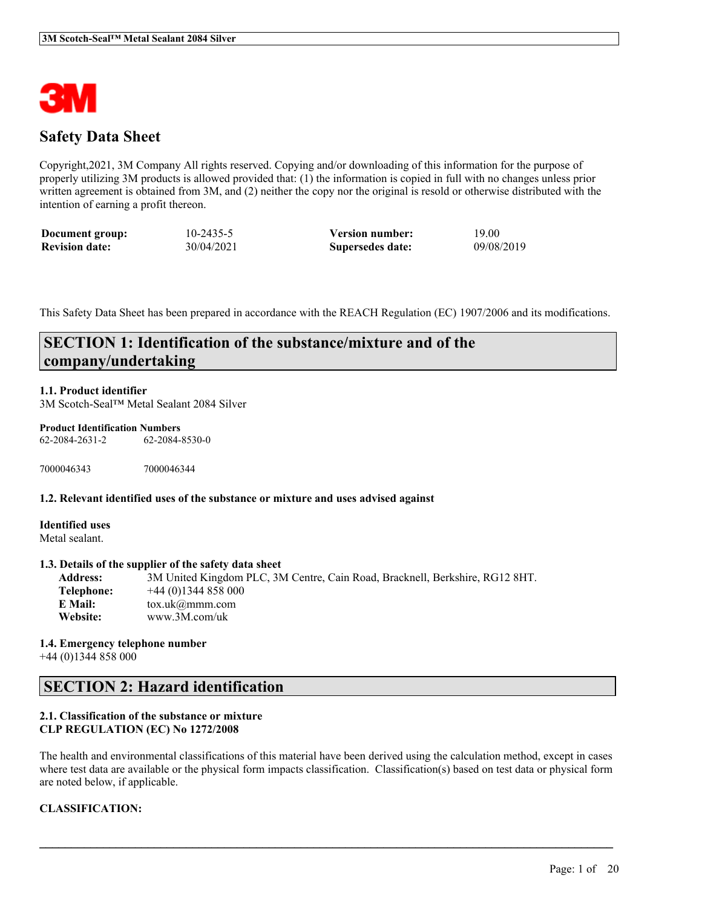# Safety Data Sheet

Copyright,2021, 3M Company All rights reserved. Copying and/or downloading of this information for the purpose of properly utilizing 3M products is allowed provided that: (1) the information is copied in full with no changes unless prior written agreement is obtained from 3M, and (2) neither the copy nor the original is resold or otherwise distributed with the intention of earning a profit thereon.

| | | | |
|---|---|---|---|
| **Document group:** | 10-2435-5 | **Version number:** | 19.00 |
| **Revision date:** | 30/04/2021 | **Supersedes date:** | 09/08/2019 |

This Safety Data Sheet has been prepared in accordance with the REACH Regulation (EC) 1907/2006 and its modifications.

## SECTION 1: Identification of the substance/mixture and of the company/undertaking

### 1.1. Product identifier

3M Scotch-Seal™ Metal Sealant 2084 Silver

**Product Identification Numbers**

62-2084-2631-2 62-2084-8530-0

7000046343 7000046344

### 1.2. Relevant identified uses of the substance or mixture and uses advised against

**Identified uses**

Metal sealant.

### 1.3. Details of the supplier of the safety data sheet

| | |
|---|---|
| **Address:** | 3M United Kingdom PLC, 3M Centre, Cain Road, Bracknell, Berkshire, RG12 8HT. |
| **Telephone:** | +44 (0)1344 858 000 |
| **E Mail:** | tox.uk@mmm.com |
| **Website:** | www.3M.com/uk |

### 1.4. Emergency telephone number

+44 (0)1344 858 000

## SECTION 2: Hazard identification

### 2.1. Classification of the substance or mixture

**CLP REGULATION (EC) No 1272/2008**

The health and environmental classifications of this material have been derived using the calculation method, except in cases where test data are available or the physical form impacts classification. Classification(s) based on test data or physical form are noted below, if applicable.

**CLASSIFICATION:**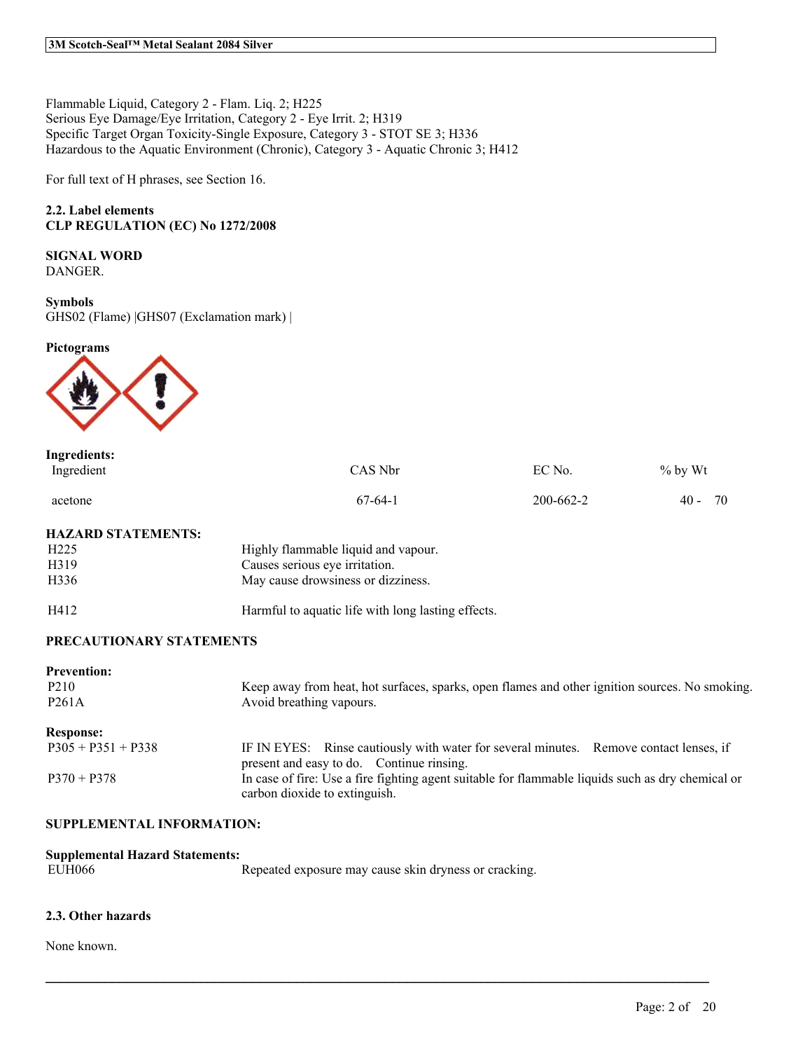Flammable Liquid, Category 2 - Flam. Liq. 2; H225
Serious Eye Damage/Eye Irritation, Category 2 - Eye Irrit. 2; H319
Specific Target Organ Toxicity-Single Exposure, Category 3 - STOT SE 3; H336
Hazardous to the Aquatic Environment (Chronic), Category 3 - Aquatic Chronic 3; H412

For full text of H phrases, see Section 16.

**2.2. Label elements**
**CLP REGULATION (EC) No 1272/2008**

**SIGNAL WORD**
DANGER.

**Symbols**
GHS02 (Flame) |GHS07 (Exclamation mark) |

**Pictograms**

**Ingredients:**

| Ingredient | CAS Nbr | EC No. | % by Wt |
|---|---|---|---|
| acetone | 67-64-1 | 200-662-2 | 40 - 70 |

**HAZARD STATEMENTS:**

| | |
|---|---|
| H225 | Highly flammable liquid and vapour. |
| H319 | Causes serious eye irritation. |
| H336 | May cause drowsiness or dizziness. |
| H412 | Harmful to aquatic life with long lasting effects. |

**PRECAUTIONARY STATEMENTS**

**Prevention:**

| | |
|---|---|
| P210 | Keep away from heat, hot surfaces, sparks, open flames and other ignition sources. No smoking. |
| P261A | Avoid breathing vapours. |

**Response:**

| | |
|---|---|
| P305 + P351 + P338 | IF IN EYES: Rinse cautiously with water for several minutes. Remove contact lenses, if present and easy to do. Continue rinsing. |
| P370 + P378 | In case of fire: Use a fire fighting agent suitable for flammable liquids such as dry chemical or carbon dioxide to extinguish. |

**SUPPLEMENTAL INFORMATION:**

**Supplemental Hazard Statements:**

| | |
|---|---|
| EUH066 | Repeated exposure may cause skin dryness or cracking. |

**2.3. Other hazards**

None known.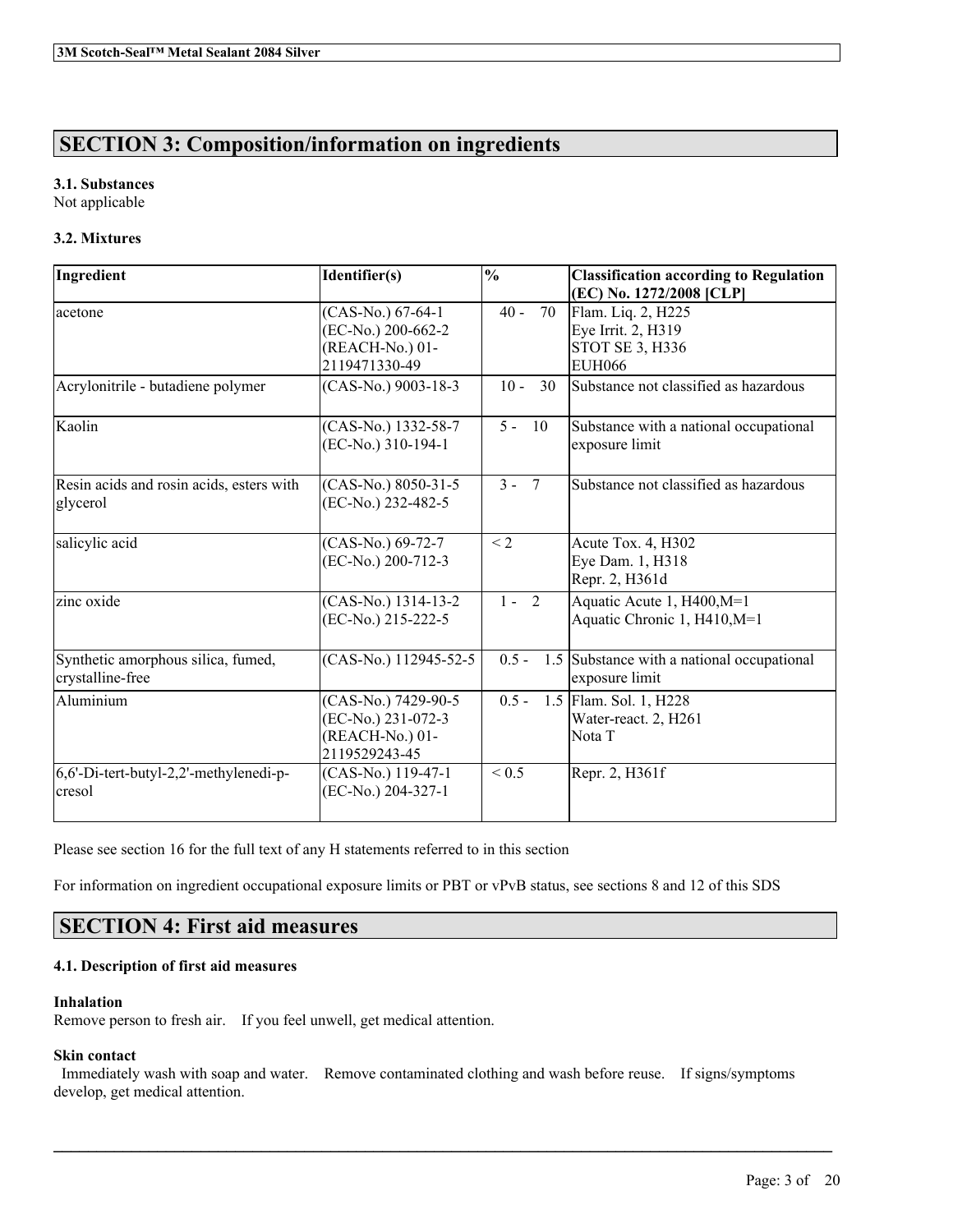## SECTION 3: Composition/information on ingredients

### 3.1. Substances

Not applicable

### 3.2. Mixtures

| Ingredient | Identifier(s) | % | Classification according to Regulation (EC) No. 1272/2008 [CLP] |
|---|---|---|---|
| acetone | (CAS-No.) 67-64-1<br>(EC-No.) 200-662-2<br>(REACH-No.) 01-2119471330-49 | 40 - 70 | Flam. Liq. 2, H225<br>Eye Irrit. 2, H319<br>STOT SE 3, H336<br>EUH066 |
| Acrylonitrile - butadiene polymer | (CAS-No.) 9003-18-3 | 10 - 30 | Substance not classified as hazardous |
| Kaolin | (CAS-No.) 1332-58-7<br>(EC-No.) 310-194-1 | 5 - 10 | Substance with a national occupational exposure limit |
| Resin acids and rosin acids, esters with glycerol | (CAS-No.) 8050-31-5<br>(EC-No.) 232-482-5 | 3 - 7 | Substance not classified as hazardous |
| salicylic acid | (CAS-No.) 69-72-7<br>(EC-No.) 200-712-3 | < 2 | Acute Tox. 4, H302<br>Eye Dam. 1, H318<br>Repr. 2, H361d |
| zinc oxide | (CAS-No.) 1314-13-2<br>(EC-No.) 215-222-5 | 1 - 2 | Aquatic Acute 1, H400,M=1<br>Aquatic Chronic 1, H410,M=1 |
| Synthetic amorphous silica, fumed, crystalline-free | (CAS-No.) 112945-52-5 | 0.5 - 1.5 | Substance with a national occupational exposure limit |
| Aluminium | (CAS-No.) 7429-90-5<br>(EC-No.) 231-072-3<br>(REACH-No.) 01-2119529243-45 | 0.5 - 1.5 | Flam. Sol. 1, H228<br>Water-react. 2, H261<br>Nota T |
| 6,6'-Di-tert-butyl-2,2'-methylenedi-p-cresol | (CAS-No.) 119-47-1<br>(EC-No.) 204-327-1 | < 0.5 | Repr. 2, H361f |

Please see section 16 for the full text of any H statements referred to in this section

For information on ingredient occupational exposure limits or PBT or vPvB status, see sections 8 and 12 of this SDS

## SECTION 4: First aid measures

### 4.1. Description of first aid measures

**Inhalation**

Remove person to fresh air. If you feel unwell, get medical attention.

**Skin contact**

Immediately wash with soap and water. Remove contaminated clothing and wash before reuse. If signs/symptoms develop, get medical attention.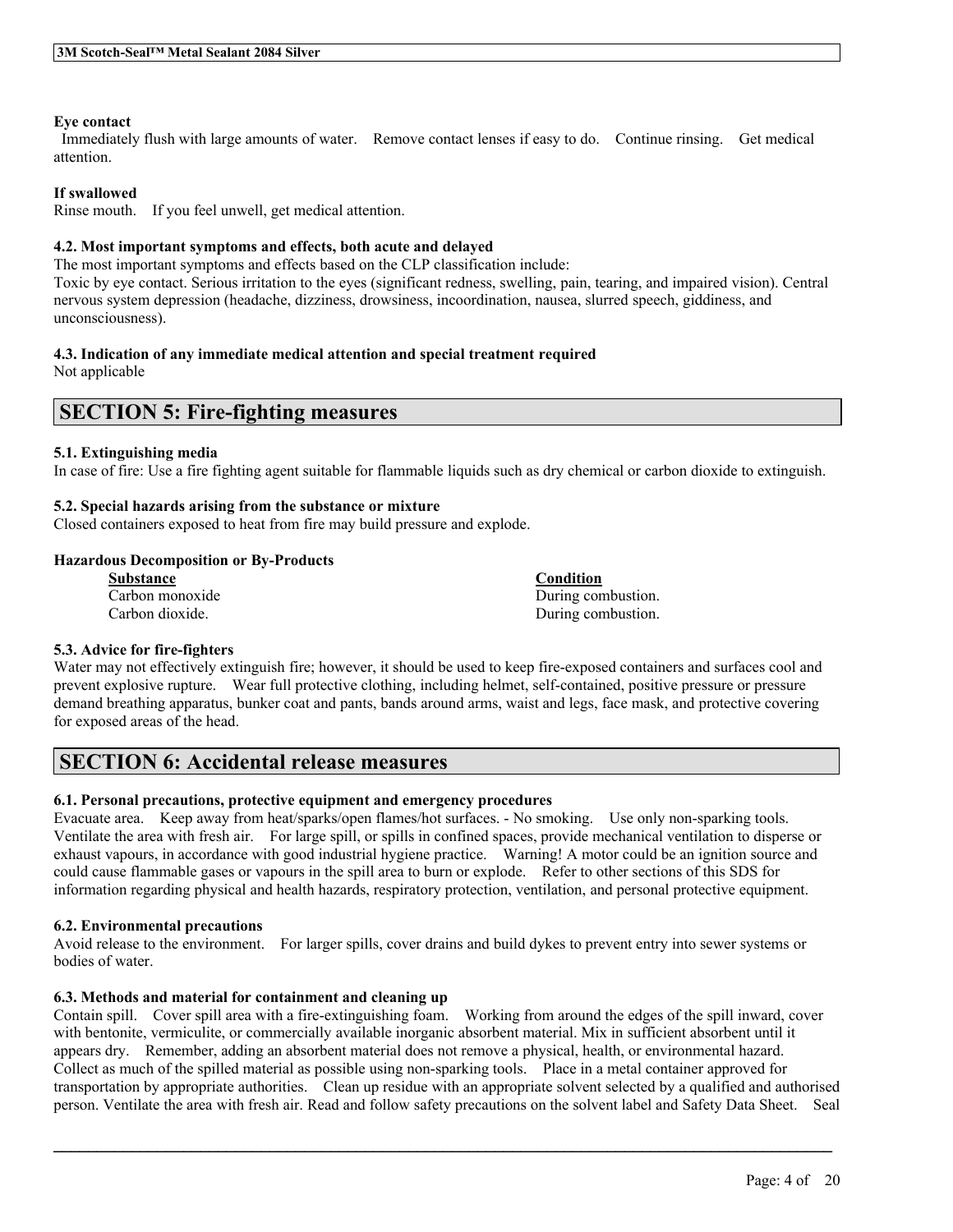**Eye contact**

Immediately flush with large amounts of water. Remove contact lenses if easy to do. Continue rinsing. Get medical attention.

**If swallowed**

Rinse mouth. If you feel unwell, get medical attention.

**4.2. Most important symptoms and effects, both acute and delayed**

The most important symptoms and effects based on the CLP classification include:
Toxic by eye contact. Serious irritation to the eyes (significant redness, swelling, pain, tearing, and impaired vision). Central nervous system depression (headache, dizziness, drowsiness, incoordination, nausea, slurred speech, giddiness, and unconsciousness).

**4.3. Indication of any immediate medical attention and special treatment required**

Not applicable

## SECTION 5: Fire-fighting measures

**5.1. Extinguishing media**

In case of fire: Use a fire fighting agent suitable for flammable liquids such as dry chemical or carbon dioxide to extinguish.

**5.2. Special hazards arising from the substance or mixture**

Closed containers exposed to heat from fire may build pressure and explode.

**Hazardous Decomposition or By-Products**

| Substance | Condition |
|---|---|
| Carbon monoxide | During combustion. |
| Carbon dioxide. | During combustion. |

**5.3. Advice for fire-fighters**

Water may not effectively extinguish fire; however, it should be used to keep fire-exposed containers and surfaces cool and prevent explosive rupture. Wear full protective clothing, including helmet, self-contained, positive pressure or pressure demand breathing apparatus, bunker coat and pants, bands around arms, waist and legs, face mask, and protective covering for exposed areas of the head.

## SECTION 6: Accidental release measures

**6.1. Personal precautions, protective equipment and emergency procedures**

Evacuate area. Keep away from heat/sparks/open flames/hot surfaces. - No smoking. Use only non-sparking tools. Ventilate the area with fresh air. For large spill, or spills in confined spaces, provide mechanical ventilation to disperse or exhaust vapours, in accordance with good industrial hygiene practice. Warning! A motor could be an ignition source and could cause flammable gases or vapours in the spill area to burn or explode. Refer to other sections of this SDS for information regarding physical and health hazards, respiratory protection, ventilation, and personal protective equipment.

**6.2. Environmental precautions**

Avoid release to the environment. For larger spills, cover drains and build dykes to prevent entry into sewer systems or bodies of water.

**6.3. Methods and material for containment and cleaning up**

Contain spill. Cover spill area with a fire-extinguishing foam. Working from around the edges of the spill inward, cover with bentonite, vermiculite, or commercially available inorganic absorbent material. Mix in sufficient absorbent until it appears dry. Remember, adding an absorbent material does not remove a physical, health, or environmental hazard. Collect as much of the spilled material as possible using non-sparking tools. Place in a metal container approved for transportation by appropriate authorities. Clean up residue with an appropriate solvent selected by a qualified and authorised person. Ventilate the area with fresh air. Read and follow safety precautions on the solvent label and Safety Data Sheet. Seal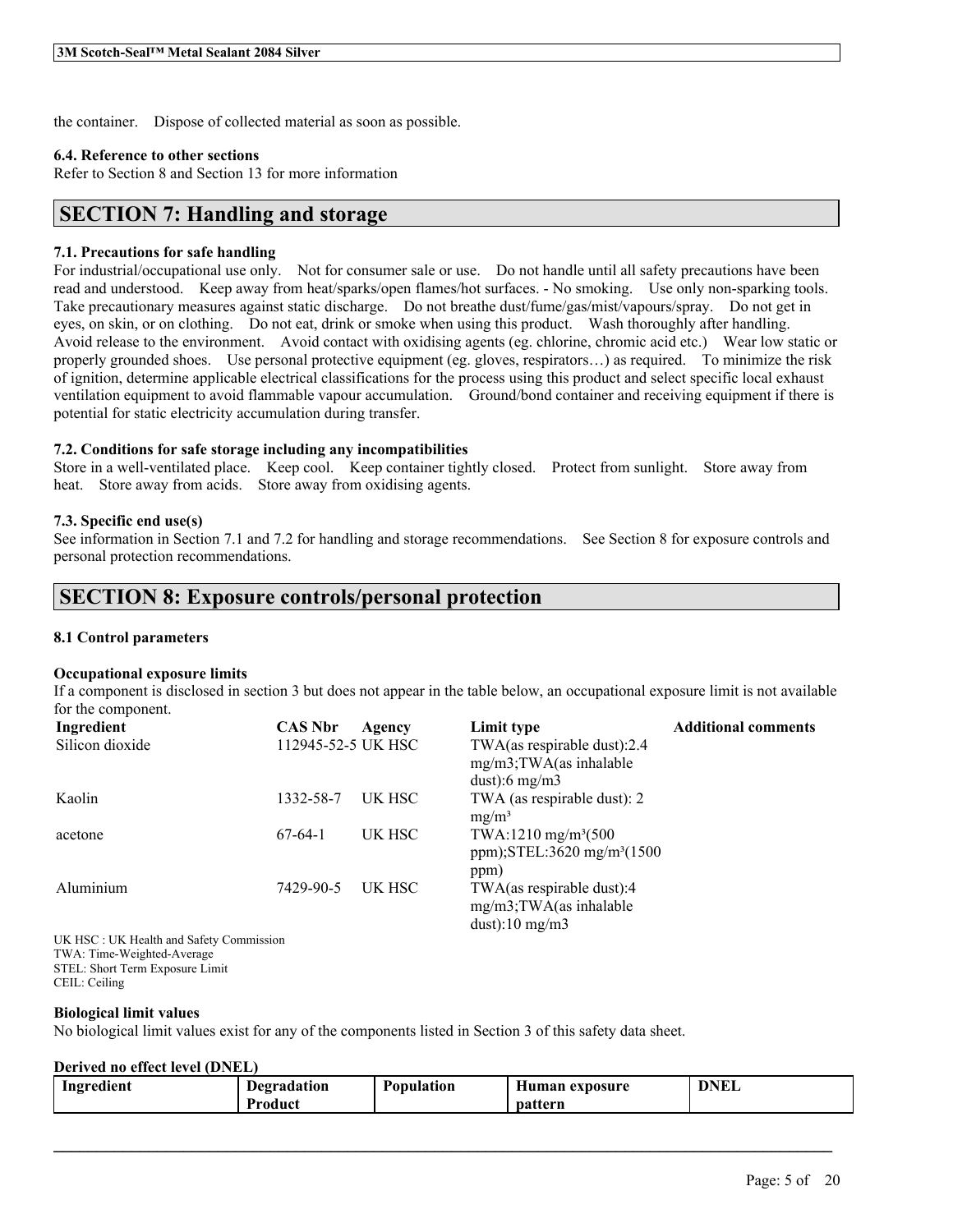the container.    Dispose of collected material as soon as possible.

**6.4. Reference to other sections**
Refer to Section 8 and Section 13 for more information

## SECTION 7: Handling and storage

**7.1. Precautions for safe handling**
For industrial/occupational use only.    Not for consumer sale or use.    Do not handle until all safety precautions have been read and understood.    Keep away from heat/sparks/open flames/hot surfaces. - No smoking.    Use only non-sparking tools.    Take precautionary measures against static discharge.    Do not breathe dust/fume/gas/mist/vapours/spray.    Do not get in eyes, on skin, or on clothing.    Do not eat, drink or smoke when using this product.    Wash thoroughly after handling.    Avoid release to the environment.    Avoid contact with oxidising agents (eg. chlorine, chromic acid etc.)    Wear low static or properly grounded shoes.    Use personal protective equipment (eg. gloves, respirators…) as required.    To minimize the risk of ignition, determine applicable electrical classifications for the process using this product and select specific local exhaust ventilation equipment to avoid flammable vapour accumulation.    Ground/bond container and receiving equipment if there is potential for static electricity accumulation during transfer.

**7.2. Conditions for safe storage including any incompatibilities**
Store in a well-ventilated place.    Keep cool.    Keep container tightly closed.    Protect from sunlight.    Store away from heat.    Store away from acids.    Store away from oxidising agents.

**7.3. Specific end use(s)**
See information in Section 7.1 and 7.2 for handling and storage recommendations.    See Section 8 for exposure controls and personal protection recommendations.

## SECTION 8: Exposure controls/personal protection

**8.1 Control parameters**

**Occupational exposure limits**
If a component is disclosed in section 3 but does not appear in the table below, an occupational exposure limit is not available for the component.

| Ingredient | CAS Nbr | Agency | Limit type | Additional comments |
|---|---|---|---|---|
| Silicon dioxide | 112945-52-5 | UK HSC | TWA(as respirable dust):2.4 mg/m3;TWA(as inhalable dust):6 mg/m3 | |
| Kaolin | 1332-58-7 | UK HSC | TWA (as respirable dust): 2 mg/m³ | |
| acetone | 67-64-1 | UK HSC | TWA:1210 mg/m³(500 ppm);STEL:3620 mg/m³(1500 ppm) | |
| Aluminium | 7429-90-5 | UK HSC | TWA(as respirable dust):4 mg/m3;TWA(as inhalable dust):10 mg/m3 | |

UK HSC : UK Health and Safety Commission
TWA: Time-Weighted-Average
STEL: Short Term Exposure Limit
CEIL: Ceiling

**Biological limit values**
No biological limit values exist for any of the components listed in Section 3 of this safety data sheet.

**Derived no effect level (DNEL)**

| Ingredient | Degradation Product | Population | Human exposure pattern | DNEL |
|---|---|---|---|---|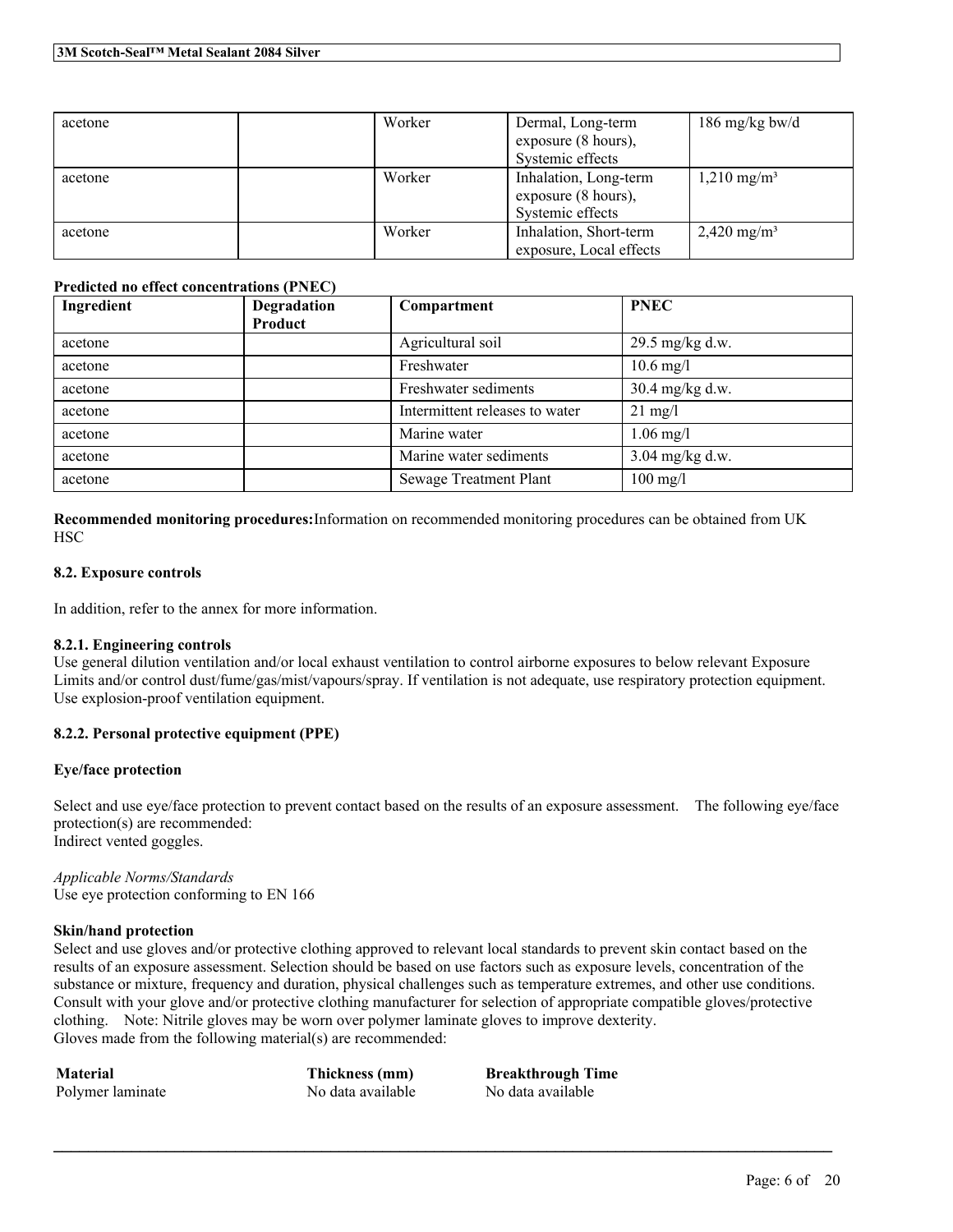| acetone | | Worker | Dermal, Long-term exposure (8 hours), Systemic effects | 186 mg/kg bw/d |
|---|---|---|---|---|
| acetone | | Worker | Inhalation, Long-term exposure (8 hours), Systemic effects | 1,210 mg/m³ |
| acetone | | Worker | Inhalation, Short-term exposure, Local effects | 2,420 mg/m³ |

**Predicted no effect concentrations (PNEC)**

| Ingredient | Degradation Product | Compartment | PNEC |
|---|---|---|---|
| acetone | | Agricultural soil | 29.5 mg/kg d.w. |
| acetone | | Freshwater | 10.6 mg/l |
| acetone | | Freshwater sediments | 30.4 mg/kg d.w. |
| acetone | | Intermittent releases to water | 21 mg/l |
| acetone | | Marine water | 1.06 mg/l |
| acetone | | Marine water sediments | 3.04 mg/kg d.w. |
| acetone | | Sewage Treatment Plant | 100 mg/l |

**Recommended monitoring procedures:** Information on recommended monitoring procedures can be obtained from UK HSC

### 8.2. Exposure controls

In addition, refer to the annex for more information.

#### 8.2.1. Engineering controls

Use general dilution ventilation and/or local exhaust ventilation to control airborne exposures to below relevant Exposure Limits and/or control dust/fume/gas/mist/vapours/spray. If ventilation is not adequate, use respiratory protection equipment. Use explosion-proof ventilation equipment.

#### 8.2.2. Personal protective equipment (PPE)

**Eye/face protection**

Select and use eye/face protection to prevent contact based on the results of an exposure assessment. The following eye/face protection(s) are recommended:
Indirect vented goggles.

*Applicable Norms/Standards*
Use eye protection conforming to EN 166

**Skin/hand protection**

Select and use gloves and/or protective clothing approved to relevant local standards to prevent skin contact based on the results of an exposure assessment. Selection should be based on use factors such as exposure levels, concentration of the substance or mixture, frequency and duration, physical challenges such as temperature extremes, and other use conditions. Consult with your glove and/or protective clothing manufacturer for selection of appropriate compatible gloves/protective clothing. Note: Nitrile gloves may be worn over polymer laminate gloves to improve dexterity.
Gloves made from the following material(s) are recommended:

| Material | Thickness (mm) | Breakthrough Time |
|---|---|---|
| Polymer laminate | No data available | No data available |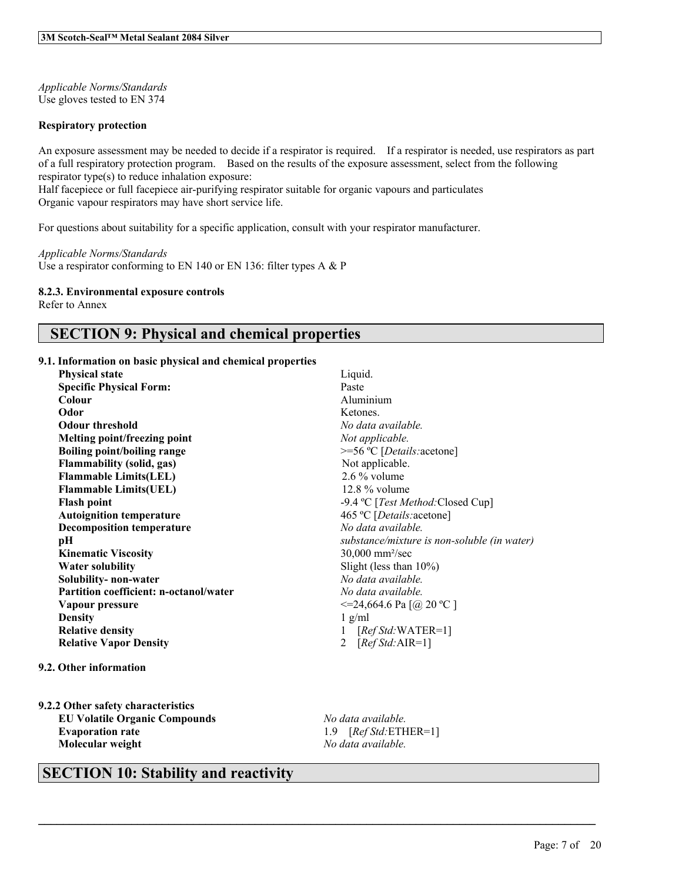*Applicable Norms/Standards*
Use gloves tested to EN 374

**Respiratory protection**

An exposure assessment may be needed to decide if a respirator is required. If a respirator is needed, use respirators as part of a full respiratory protection program. Based on the results of the exposure assessment, select from the following respirator type(s) to reduce inhalation exposure:
Half facepiece or full facepiece air-purifying respirator suitable for organic vapours and particulates
Organic vapour respirators may have short service life.

For questions about suitability for a specific application, consult with your respirator manufacturer.

*Applicable Norms/Standards*
Use a respirator conforming to EN 140 or EN 136: filter types A & P

**8.2.3. Environmental exposure controls**
Refer to Annex

## SECTION 9: Physical and chemical properties

**9.1. Information on basic physical and chemical properties**

| | |
|---|---|
| **Physical state** | Liquid. |
| **Specific Physical Form:** | Paste |
| **Colour** | Aluminium |
| **Odor** | Ketones. |
| **Odour threshold** | *No data available.* |
| **Melting point/freezing point** | *Not applicable.* |
| **Boiling point/boiling range** | >=56 ºC [*Details:*acetone] |
| **Flammability (solid, gas)** | Not applicable. |
| **Flammable Limits(LEL)** | 2.6 % volume |
| **Flammable Limits(UEL)** | 12.8 % volume |
| **Flash point** | -9.4 ºC [*Test Method:*Closed Cup] |
| **Autoignition temperature** | 465 ºC [*Details:*acetone] |
| **Decomposition temperature** | *No data available.* |
| **pH** | *substance/mixture is non-soluble (in water)* |
| **Kinematic Viscosity** | 30,000 mm²/sec |
| **Water solubility** | Slight (less than 10%) |
| **Solubility- non-water** | *No data available.* |
| **Partition coefficient: n-octanol/water** | *No data available.* |
| **Vapour pressure** | <=24,664.6 Pa [@ 20 ºC ] |
| **Density** | 1 g/ml |
| **Relative density** | 1 [*Ref Std:*WATER=1] |
| **Relative Vapor Density** | 2 [*Ref Std:*AIR=1] |

**9.2. Other information**

**9.2.2 Other safety characteristics**

| | |
|---|---|
| **EU Volatile Organic Compounds** | *No data available.* |
| **Evaporation rate** | 1.9 [*Ref Std:*ETHER=1] |
| **Molecular weight** | *No data available.* |

## SECTION 10: Stability and reactivity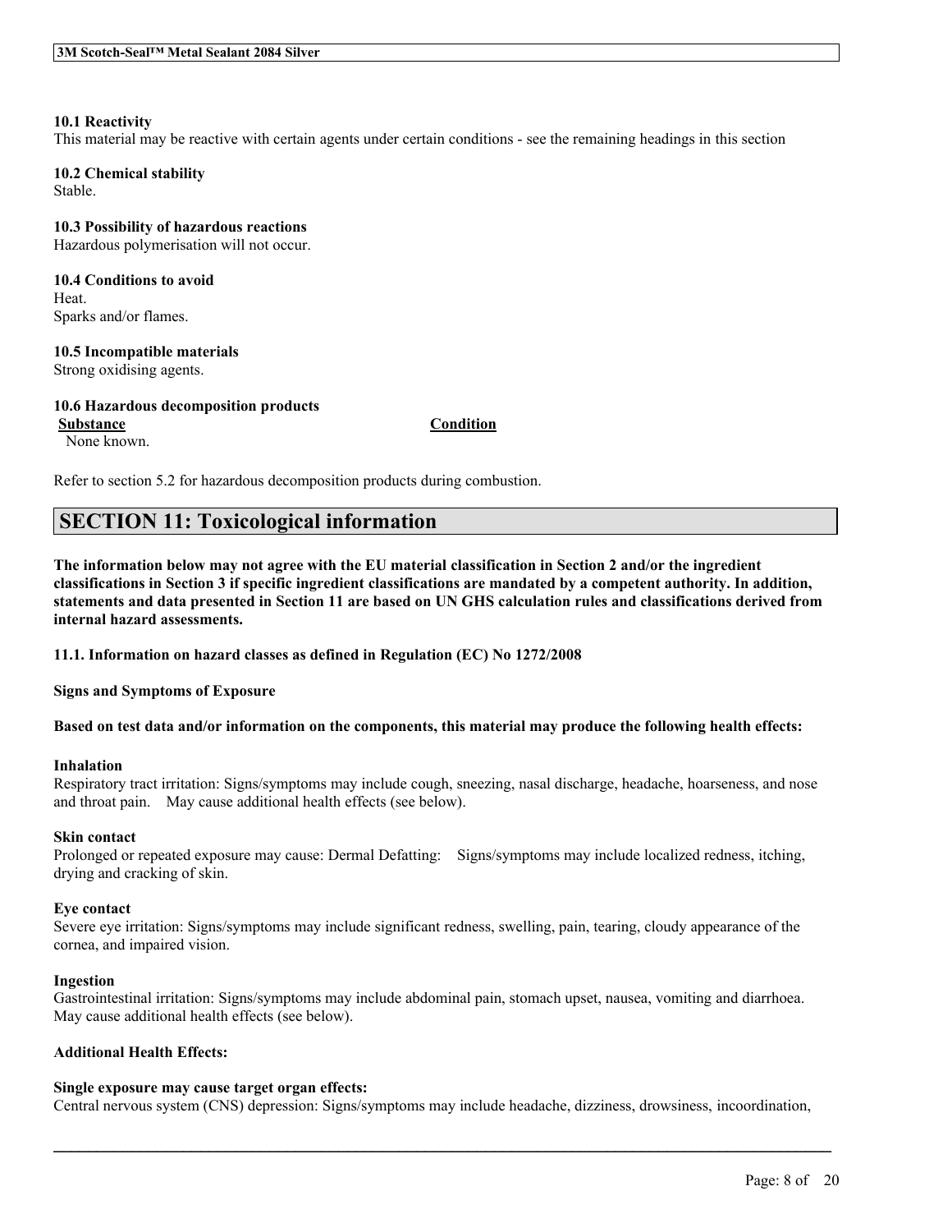**10.1 Reactivity**

This material may be reactive with certain agents under certain conditions - see the remaining headings in this section

**10.2 Chemical stability**

Stable.

**10.3 Possibility of hazardous reactions**

Hazardous polymerisation will not occur.

**10.4 Conditions to avoid**

Heat.

Sparks and/or flames.

**10.5 Incompatible materials**

Strong oxidising agents.

**10.6 Hazardous decomposition products**

| Substance | Condition |
| --- | --- |
| None known. | |

Refer to section 5.2 for hazardous decomposition products during combustion.

## SECTION 11: Toxicological information

**The information below may not agree with the EU material classification in Section 2 and/or the ingredient classifications in Section 3 if specific ingredient classifications are mandated by a competent authority. In addition, statements and data presented in Section 11 are based on UN GHS calculation rules and classifications derived from internal hazard assessments.**

**11.1. Information on hazard classes as defined in Regulation (EC) No 1272/2008**

**Signs and Symptoms of Exposure**

**Based on test data and/or information on the components, this material may produce the following health effects:**

**Inhalation**

Respiratory tract irritation: Signs/symptoms may include cough, sneezing, nasal discharge, headache, hoarseness, and nose and throat pain. May cause additional health effects (see below).

**Skin contact**

Prolonged or repeated exposure may cause: Dermal Defatting: Signs/symptoms may include localized redness, itching, drying and cracking of skin.

**Eye contact**

Severe eye irritation: Signs/symptoms may include significant redness, swelling, pain, tearing, cloudy appearance of the cornea, and impaired vision.

**Ingestion**

Gastrointestinal irritation: Signs/symptoms may include abdominal pain, stomach upset, nausea, vomiting and diarrhoea. May cause additional health effects (see below).

**Additional Health Effects:**

**Single exposure may cause target organ effects:**

Central nervous system (CNS) depression: Signs/symptoms may include headache, dizziness, drowsiness, incoordination,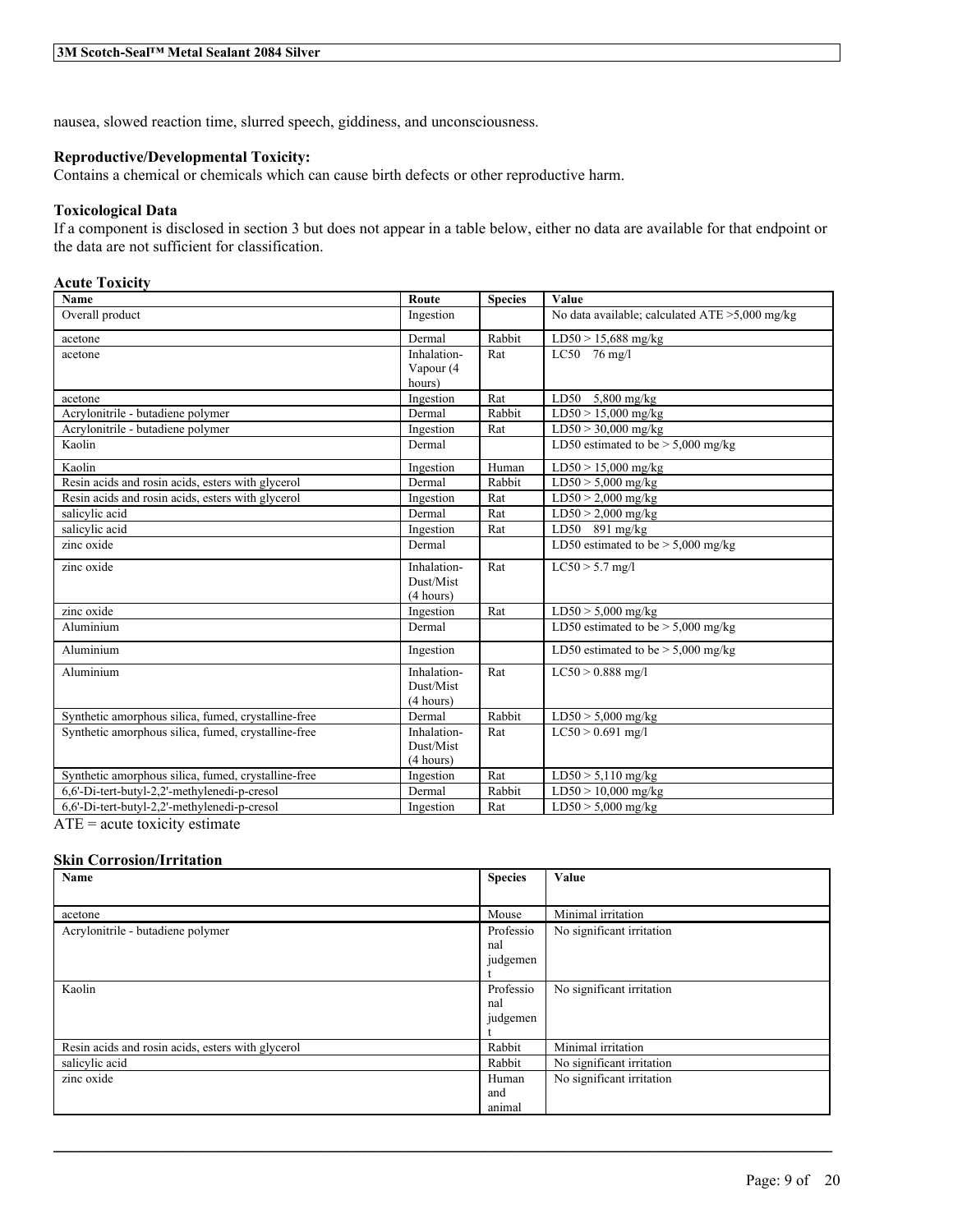nausea, slowed reaction time, slurred speech, giddiness, and unconsciousness.

**Reproductive/Developmental Toxicity:**
Contains a chemical or chemicals which can cause birth defects or other reproductive harm.

**Toxicological Data**
If a component is disclosed in section 3 but does not appear in a table below, either no data are available for that endpoint or the data are not sufficient for classification.

**Acute Toxicity**

| Name | Route | Species | Value |
|---|---|---|---|
| Overall product | Ingestion | | No data available; calculated ATE >5,000 mg/kg |
| acetone | Dermal | Rabbit | LD50 > 15,688 mg/kg |
| acetone | Inhalation-Vapour (4 hours) | Rat | LC50 76 mg/l |
| acetone | Ingestion | Rat | LD50 5,800 mg/kg |
| Acrylonitrile - butadiene polymer | Dermal | Rabbit | LD50 > 15,000 mg/kg |
| Acrylonitrile - butadiene polymer | Ingestion | Rat | LD50 > 30,000 mg/kg |
| Kaolin | Dermal | | LD50 estimated to be > 5,000 mg/kg |
| Kaolin | Ingestion | Human | LD50 > 15,000 mg/kg |
| Resin acids and rosin acids, esters with glycerol | Dermal | Rabbit | LD50 > 5,000 mg/kg |
| Resin acids and rosin acids, esters with glycerol | Ingestion | Rat | LD50 > 2,000 mg/kg |
| salicylic acid | Dermal | Rat | LD50 > 2,000 mg/kg |
| salicylic acid | Ingestion | Rat | LD50 891 mg/kg |
| zinc oxide | Dermal | | LD50 estimated to be > 5,000 mg/kg |
| zinc oxide | Inhalation-Dust/Mist (4 hours) | Rat | LC50 > 5.7 mg/l |
| zinc oxide | Ingestion | Rat | LD50 > 5,000 mg/kg |
| Aluminium | Dermal | | LD50 estimated to be > 5,000 mg/kg |
| Aluminium | Ingestion | | LD50 estimated to be > 5,000 mg/kg |
| Aluminium | Inhalation-Dust/Mist (4 hours) | Rat | LC50 > 0.888 mg/l |
| Synthetic amorphous silica, fumed, crystalline-free | Dermal | Rabbit | LD50 > 5,000 mg/kg |
| Synthetic amorphous silica, fumed, crystalline-free | Inhalation-Dust/Mist (4 hours) | Rat | LC50 > 0.691 mg/l |
| Synthetic amorphous silica, fumed, crystalline-free | Ingestion | Rat | LD50 > 5,110 mg/kg |
| 6,6'-Di-tert-butyl-2,2'-methylenedi-p-cresol | Dermal | Rabbit | LD50 > 10,000 mg/kg |
| 6,6'-Di-tert-butyl-2,2'-methylenedi-p-cresol | Ingestion | Rat | LD50 > 5,000 mg/kg |

ATE = acute toxicity estimate

**Skin Corrosion/Irritation**

| Name | Species | Value |
|---|---|---|
| acetone | Mouse | Minimal irritation |
| Acrylonitrile - butadiene polymer | Professional judgement | No significant irritation |
| Kaolin | Professional judgement | No significant irritation |
| Resin acids and rosin acids, esters with glycerol | Rabbit | Minimal irritation |
| salicylic acid | Rabbit | No significant irritation |
| zinc oxide | Human and animal | No significant irritation |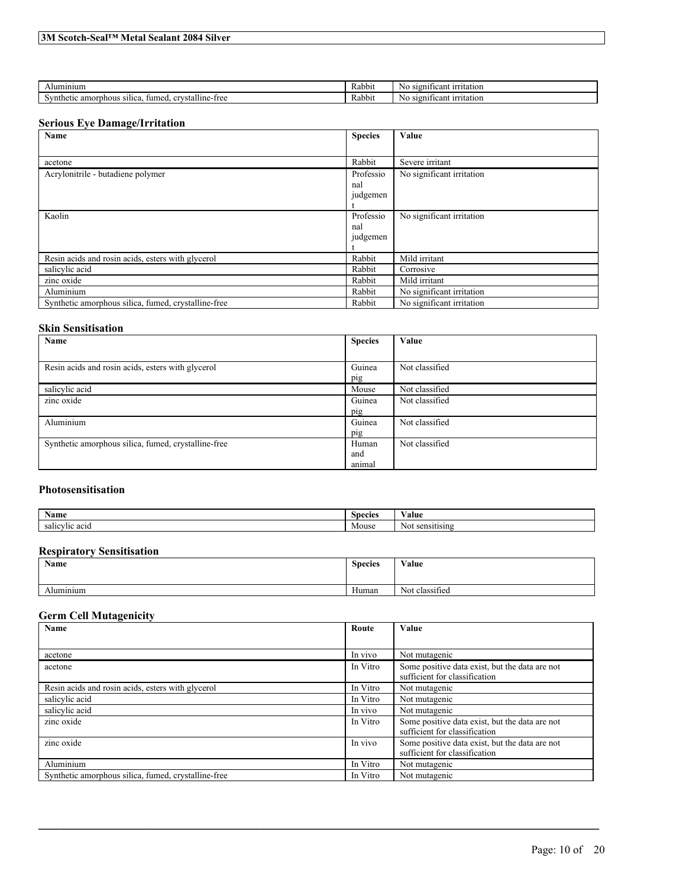| | | |
|---|---|---|
| Aluminium | Rabbit | No significant irritation |
| Synthetic amorphous silica, fumed, crystalline-free | Rabbit | No significant irritation |

## Serious Eye Damage/Irritation

| Name | Species | Value |
|---|---|---|
| acetone | Rabbit | Severe irritant |
| Acrylonitrile - butadiene polymer | Professional judgement | No significant irritation |
| Kaolin | Professional judgement | No significant irritation |
| Resin acids and rosin acids, esters with glycerol | Rabbit | Mild irritant |
| salicylic acid | Rabbit | Corrosive |
| zinc oxide | Rabbit | Mild irritant |
| Aluminium | Rabbit | No significant irritation |
| Synthetic amorphous silica, fumed, crystalline-free | Rabbit | No significant irritation |

## Skin Sensitisation

| Name | Species | Value |
|---|---|---|
| Resin acids and rosin acids, esters with glycerol | Guinea pig | Not classified |
| salicylic acid | Mouse | Not classified |
| zinc oxide | Guinea pig | Not classified |
| Aluminium | Guinea pig | Not classified |
| Synthetic amorphous silica, fumed, crystalline-free | Human and animal | Not classified |

## Photosensitisation

| Name | Species | Value |
|---|---|---|
| salicylic acid | Mouse | Not sensitising |

## Respiratory Sensitisation

| Name | Species | Value |
|---|---|---|
| Aluminium | Human | Not classified |

## Germ Cell Mutagenicity

| Name | Route | Value |
|---|---|---|
| acetone | In vivo | Not mutagenic |
| acetone | In Vitro | Some positive data exist, but the data are not sufficient for classification |
| Resin acids and rosin acids, esters with glycerol | In Vitro | Not mutagenic |
| salicylic acid | In Vitro | Not mutagenic |
| salicylic acid | In vivo | Not mutagenic |
| zinc oxide | In Vitro | Some positive data exist, but the data are not sufficient for classification |
| zinc oxide | In vivo | Some positive data exist, but the data are not sufficient for classification |
| Aluminium | In Vitro | Not mutagenic |
| Synthetic amorphous silica, fumed, crystalline-free | In Vitro | Not mutagenic |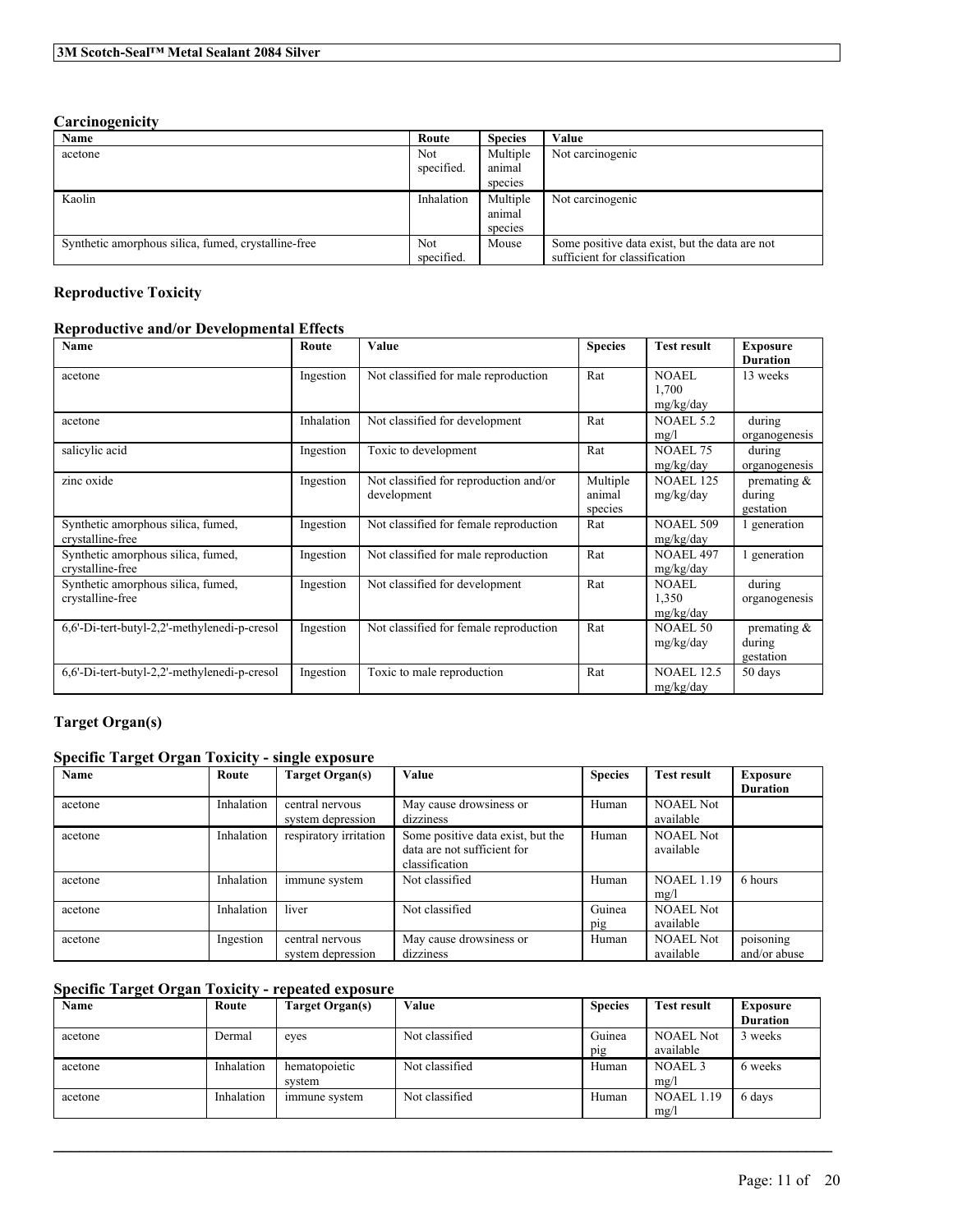### Carcinogenicity

| Name | Route | Species | Value |
|---|---|---|---|
| acetone | Not specified. | Multiple animal species | Not carcinogenic |
| Kaolin | Inhalation | Multiple animal species | Not carcinogenic |
| Synthetic amorphous silica, fumed, crystalline-free | Not specified. | Mouse | Some positive data exist, but the data are not sufficient for classification |

### Reproductive Toxicity

### Reproductive and/or Developmental Effects

| Name | Route | Value | Species | Test result | Exposure Duration |
|---|---|---|---|---|---|
| acetone | Ingestion | Not classified for male reproduction | Rat | NOAEL 1,700 mg/kg/day | 13 weeks |
| acetone | Inhalation | Not classified for development | Rat | NOAEL 5.2 mg/l | during organogenesis |
| salicylic acid | Ingestion | Toxic to development | Rat | NOAEL 75 mg/kg/day | during organogenesis |
| zinc oxide | Ingestion | Not classified for reproduction and/or development | Multiple animal species | NOAEL 125 mg/kg/day | premating & during gestation |
| Synthetic amorphous silica, fumed, crystalline-free | Ingestion | Not classified for female reproduction | Rat | NOAEL 509 mg/kg/day | 1 generation |
| Synthetic amorphous silica, fumed, crystalline-free | Ingestion | Not classified for male reproduction | Rat | NOAEL 497 mg/kg/day | 1 generation |
| Synthetic amorphous silica, fumed, crystalline-free | Ingestion | Not classified for development | Rat | NOAEL 1,350 mg/kg/day | during organogenesis |
| 6,6'-Di-tert-butyl-2,2'-methylenedi-p-cresol | Ingestion | Not classified for female reproduction | Rat | NOAEL 50 mg/kg/day | premating & during gestation |
| 6,6'-Di-tert-butyl-2,2'-methylenedi-p-cresol | Ingestion | Toxic to male reproduction | Rat | NOAEL 12.5 mg/kg/day | 50 days |

### Target Organ(s)

### Specific Target Organ Toxicity - single exposure

| Name | Route | Target Organ(s) | Value | Species | Test result | Exposure Duration |
|---|---|---|---|---|---|---|
| acetone | Inhalation | central nervous system depression | May cause drowsiness or dizziness | Human | NOAEL Not available | |
| acetone | Inhalation | respiratory irritation | Some positive data exist, but the data are not sufficient for classification | Human | NOAEL Not available | |
| acetone | Inhalation | immune system | Not classified | Human | NOAEL 1.19 mg/l | 6 hours |
| acetone | Inhalation | liver | Not classified | Guinea pig | NOAEL Not available | |
| acetone | Ingestion | central nervous system depression | May cause drowsiness or dizziness | Human | NOAEL Not available | poisoning and/or abuse |

### Specific Target Organ Toxicity - repeated exposure

| Name | Route | Target Organ(s) | Value | Species | Test result | Exposure Duration |
|---|---|---|---|---|---|---|
| acetone | Dermal | eyes | Not classified | Guinea pig | NOAEL Not available | 3 weeks |
| acetone | Inhalation | hematopoietic system | Not classified | Human | NOAEL 3 mg/l | 6 weeks |
| acetone | Inhalation | immune system | Not classified | Human | NOAEL 1.19 mg/l | 6 days |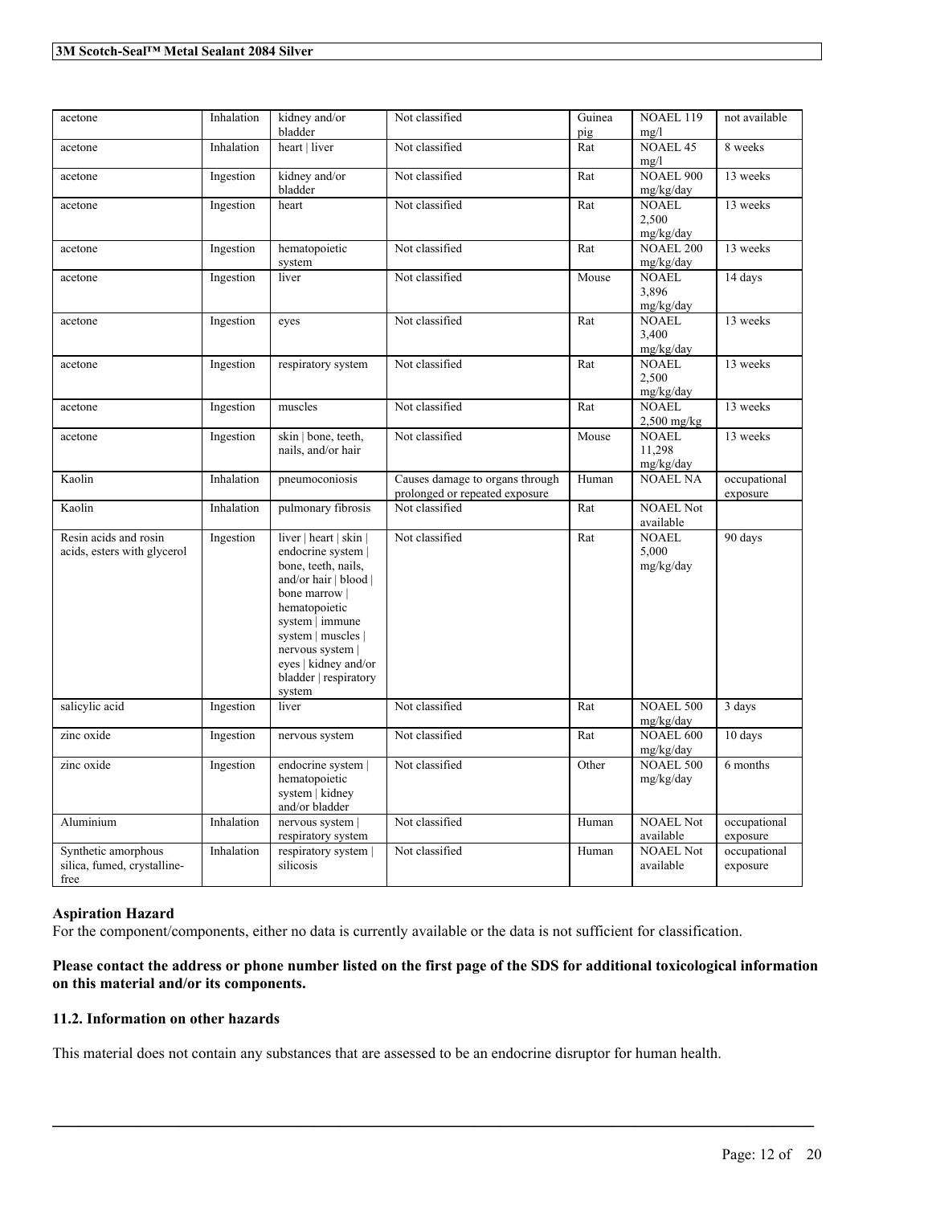| acetone | Inhalation | kidney and/or bladder | Not classified | Guinea pig | NOAEL 119 mg/l | not available |
|---|---|---|---|---|---|---|
| acetone | Inhalation | heart \| liver | Not classified | Rat | NOAEL 45 mg/l | 8 weeks |
| acetone | Ingestion | kidney and/or bladder | Not classified | Rat | NOAEL 900 mg/kg/day | 13 weeks |
| acetone | Ingestion | heart | Not classified | Rat | NOAEL 2,500 mg/kg/day | 13 weeks |
| acetone | Ingestion | hematopoietic system | Not classified | Rat | NOAEL 200 mg/kg/day | 13 weeks |
| acetone | Ingestion | liver | Not classified | Mouse | NOAEL 3,896 mg/kg/day | 14 days |
| acetone | Ingestion | eyes | Not classified | Rat | NOAEL 3,400 mg/kg/day | 13 weeks |
| acetone | Ingestion | respiratory system | Not classified | Rat | NOAEL 2,500 mg/kg/day | 13 weeks |
| acetone | Ingestion | muscles | Not classified | Rat | NOAEL 2,500 mg/kg | 13 weeks |
| acetone | Ingestion | skin \| bone, teeth, nails, and/or hair | Not classified | Mouse | NOAEL 11,298 mg/kg/day | 13 weeks |
| Kaolin | Inhalation | pneumoconiosis | Causes damage to organs through prolonged or repeated exposure | Human | NOAEL NA | occupational exposure |
| Kaolin | Inhalation | pulmonary fibrosis | Not classified | Rat | NOAEL Not available | |
| Resin acids and rosin acids, esters with glycerol | Ingestion | liver \| heart \| skin \| endocrine system \| bone, teeth, nails, and/or hair \| blood \| bone marrow \| hematopoietic system \| immune system \| muscles \| nervous system \| eyes \| kidney and/or bladder \| respiratory system | Not classified | Rat | NOAEL 5,000 mg/kg/day | 90 days |
| salicylic acid | Ingestion | liver | Not classified | Rat | NOAEL 500 mg/kg/day | 3 days |
| zinc oxide | Ingestion | nervous system | Not classified | Rat | NOAEL 600 mg/kg/day | 10 days |
| zinc oxide | Ingestion | endocrine system \| hematopoietic system \| kidney and/or bladder | Not classified | Other | NOAEL 500 mg/kg/day | 6 months |
| Aluminium | Inhalation | nervous system \| respiratory system | Not classified | Human | NOAEL Not available | occupational exposure |
| Synthetic amorphous silica, fumed, crystalline-free | Inhalation | respiratory system \| silicosis | Not classified | Human | NOAEL Not available | occupational exposure |

**Aspiration Hazard**

For the component/components, either no data is currently available or the data is not sufficient for classification.

**Please contact the address or phone number listed on the first page of the SDS for additional toxicological information on this material and/or its components.**

### 11.2. Information on other hazards

This material does not contain any substances that are assessed to be an endocrine disruptor for human health.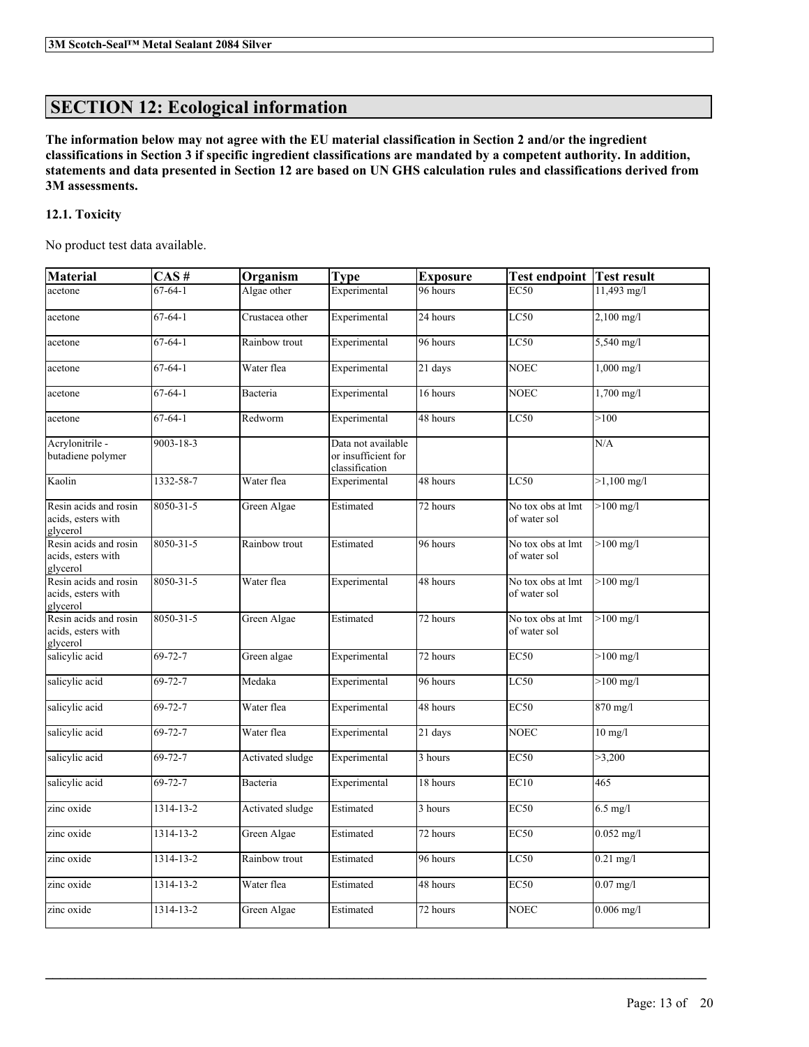## SECTION 12: Ecological information

**The information below may not agree with the EU material classification in Section 2 and/or the ingredient classifications in Section 3 if specific ingredient classifications are mandated by a competent authority. In addition, statements and data presented in Section 12 are based on UN GHS calculation rules and classifications derived from 3M assessments.**

### 12.1. Toxicity

No product test data available.

| Material | CAS # | Organism | Type | Exposure | Test endpoint | Test result |
|---|---|---|---|---|---|---|
| acetone | 67-64-1 | Algae other | Experimental | 96 hours | EC50 | 11,493 mg/l |
| acetone | 67-64-1 | Crustacea other | Experimental | 24 hours | LC50 | 2,100 mg/l |
| acetone | 67-64-1 | Rainbow trout | Experimental | 96 hours | LC50 | 5,540 mg/l |
| acetone | 67-64-1 | Water flea | Experimental | 21 days | NOEC | 1,000 mg/l |
| acetone | 67-64-1 | Bacteria | Experimental | 16 hours | NOEC | 1,700 mg/l |
| acetone | 67-64-1 | Redworm | Experimental | 48 hours | LC50 | >100 |
| Acrylonitrile - butadiene polymer | 9003-18-3 | | Data not available or insufficient for classification | | | N/A |
| Kaolin | 1332-58-7 | Water flea | Experimental | 48 hours | LC50 | >1,100 mg/l |
| Resin acids and rosin acids, esters with glycerol | 8050-31-5 | Green Algae | Estimated | 72 hours | No tox obs at lmt of water sol | >100 mg/l |
| Resin acids and rosin acids, esters with glycerol | 8050-31-5 | Rainbow trout | Estimated | 96 hours | No tox obs at lmt of water sol | >100 mg/l |
| Resin acids and rosin acids, esters with glycerol | 8050-31-5 | Water flea | Experimental | 48 hours | No tox obs at lmt of water sol | >100 mg/l |
| Resin acids and rosin acids, esters with glycerol | 8050-31-5 | Green Algae | Estimated | 72 hours | No tox obs at lmt of water sol | >100 mg/l |
| salicylic acid | 69-72-7 | Green algae | Experimental | 72 hours | EC50 | >100 mg/l |
| salicylic acid | 69-72-7 | Medaka | Experimental | 96 hours | LC50 | >100 mg/l |
| salicylic acid | 69-72-7 | Water flea | Experimental | 48 hours | EC50 | 870 mg/l |
| salicylic acid | 69-72-7 | Water flea | Experimental | 21 days | NOEC | 10 mg/l |
| salicylic acid | 69-72-7 | Activated sludge | Experimental | 3 hours | EC50 | >3,200 |
| salicylic acid | 69-72-7 | Bacteria | Experimental | 18 hours | EC10 | 465 |
| zinc oxide | 1314-13-2 | Activated sludge | Estimated | 3 hours | EC50 | 6.5 mg/l |
| zinc oxide | 1314-13-2 | Green Algae | Estimated | 72 hours | EC50 | 0.052 mg/l |
| zinc oxide | 1314-13-2 | Rainbow trout | Estimated | 96 hours | LC50 | 0.21 mg/l |
| zinc oxide | 1314-13-2 | Water flea | Estimated | 48 hours | EC50 | 0.07 mg/l |
| zinc oxide | 1314-13-2 | Green Algae | Estimated | 72 hours | NOEC | 0.006 mg/l |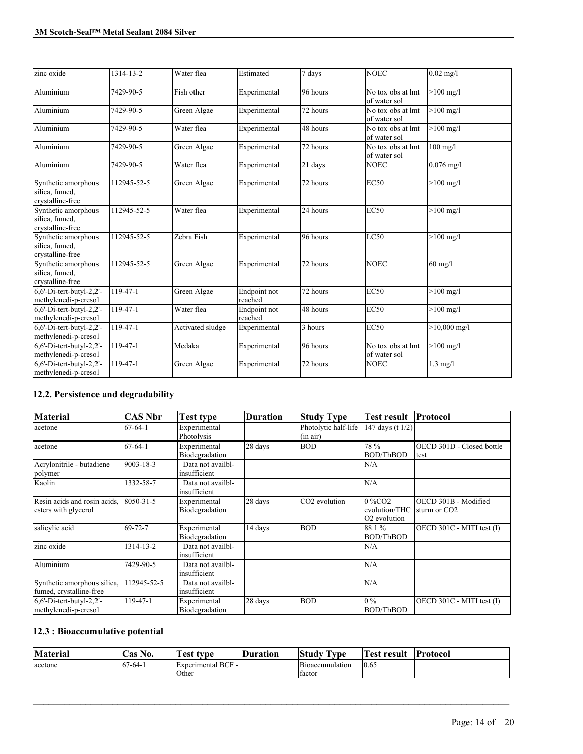| zinc oxide | 1314-13-2 | Water flea | Estimated | 7 days | NOEC | 0.02 mg/l |
|---|---|---|---|---|---|---|
| Aluminium | 7429-90-5 | Fish other | Experimental | 96 hours | No tox obs at lmt of water sol | >100 mg/l |
| Aluminium | 7429-90-5 | Green Algae | Experimental | 72 hours | No tox obs at lmt of water sol | >100 mg/l |
| Aluminium | 7429-90-5 | Water flea | Experimental | 48 hours | No tox obs at lmt of water sol | >100 mg/l |
| Aluminium | 7429-90-5 | Green Algae | Experimental | 72 hours | No tox obs at lmt of water sol | 100 mg/l |
| Aluminium | 7429-90-5 | Water flea | Experimental | 21 days | NOEC | 0.076 mg/l |
| Synthetic amorphous silica, fumed, crystalline-free | 112945-52-5 | Green Algae | Experimental | 72 hours | EC50 | >100 mg/l |
| Synthetic amorphous silica, fumed, crystalline-free | 112945-52-5 | Water flea | Experimental | 24 hours | EC50 | >100 mg/l |
| Synthetic amorphous silica, fumed, crystalline-free | 112945-52-5 | Zebra Fish | Experimental | 96 hours | LC50 | >100 mg/l |
| Synthetic amorphous silica, fumed, crystalline-free | 112945-52-5 | Green Algae | Experimental | 72 hours | NOEC | 60 mg/l |
| 6,6'-Di-tert-butyl-2,2'-methylenedi-p-cresol | 119-47-1 | Green Algae | Endpoint not reached | 72 hours | EC50 | >100 mg/l |
| 6,6'-Di-tert-butyl-2,2'-methylenedi-p-cresol | 119-47-1 | Water flea | Endpoint not reached | 48 hours | EC50 | >100 mg/l |
| 6,6'-Di-tert-butyl-2,2'-methylenedi-p-cresol | 119-47-1 | Activated sludge | Experimental | 3 hours | EC50 | >10,000 mg/l |
| 6,6'-Di-tert-butyl-2,2'-methylenedi-p-cresol | 119-47-1 | Medaka | Experimental | 96 hours | No tox obs at lmt of water sol | >100 mg/l |
| 6,6'-Di-tert-butyl-2,2'-methylenedi-p-cresol | 119-47-1 | Green Algae | Experimental | 72 hours | NOEC | 1.3 mg/l |

## 12.2. Persistence and degradability

| Material | CAS Nbr | Test type | Duration | Study Type | Test result | Protocol |
|---|---|---|---|---|---|---|
| acetone | 67-64-1 | Experimental Photolysis | | Photolytic half-life (in air) | 147 days (t 1/2) | |
| acetone | 67-64-1 | Experimental Biodegradation | 28 days | BOD | 78 % BOD/ThBOD | OECD 301D - Closed bottle test |
| Acrylonitrile - butadiene polymer | 9003-18-3 | Data not availbl-insufficient | | | N/A | |
| Kaolin | 1332-58-7 | Data not availbl-insufficient | | | N/A | |
| Resin acids and rosin acids, esters with glycerol | 8050-31-5 | Experimental Biodegradation | 28 days | $CO_2$ evolution | 0 %$CO_2$ evolution/THC $O_2$ evolution | OECD 301B - Modified sturm or $CO_2$ |
| salicylic acid | 69-72-7 | Experimental Biodegradation | 14 days | BOD | 88.1 % BOD/ThBOD | OECD 301C - MITI test (I) |
| zinc oxide | 1314-13-2 | Data not availbl-insufficient | | | N/A | |
| Aluminium | 7429-90-5 | Data not availbl-insufficient | | | N/A | |
| Synthetic amorphous silica, fumed, crystalline-free | 112945-52-5 | Data not availbl-insufficient | | | N/A | |
| 6,6'-Di-tert-butyl-2,2'-methylenedi-p-cresol | 119-47-1 | Experimental Biodegradation | 28 days | BOD | 0 % BOD/ThBOD | OECD 301C - MITI test (I) |

## 12.3 : Bioaccumulative potential

| Material | Cas No. | Test type | Duration | Study Type | Test result | Protocol |
|---|---|---|---|---|---|---|
| acetone | 67-64-1 | Experimental BCF - Other | | Bioaccumulation factor | 0.65 | |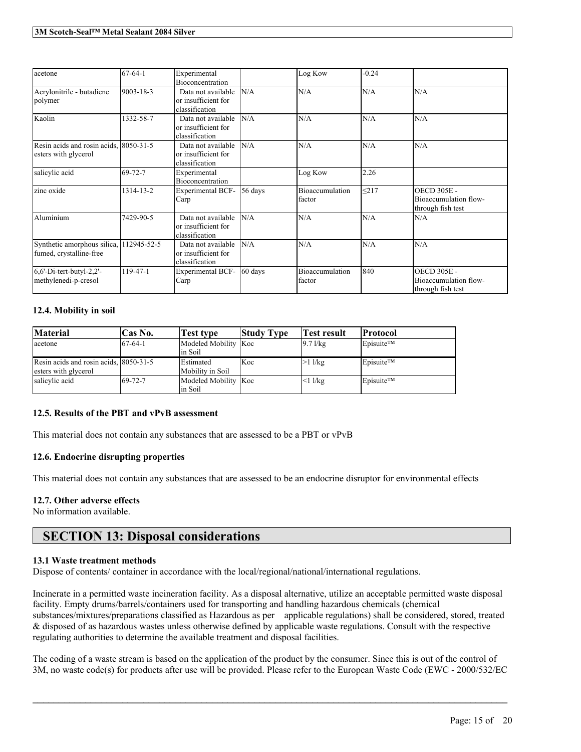| | | | | | | |
|---|---|---|---|---|---|---|
| acetone | 67-64-1 | Experimental Bioconcentration | | Log Kow | -0.24 | |
| Acrylonitrile - butadiene polymer | 9003-18-3 | Data not available or insufficient for classification | N/A | N/A | N/A | N/A |
| Kaolin | 1332-58-7 | Data not available or insufficient for classification | N/A | N/A | N/A | N/A |
| Resin acids and rosin acids, esters with glycerol | 8050-31-5 | Data not available or insufficient for classification | N/A | N/A | N/A | N/A |
| salicylic acid | 69-72-7 | Experimental Bioconcentration | | Log Kow | 2.26 | |
| zinc oxide | 1314-13-2 | Experimental BCF-Carp | 56 days | Bioaccumulation factor | ≤217 | OECD 305E - Bioaccumulation flow-through fish test |
| Aluminium | 7429-90-5 | Data not available or insufficient for classification | N/A | N/A | N/A | N/A |
| Synthetic amorphous silica, fumed, crystalline-free | 112945-52-5 | Data not available or insufficient for classification | N/A | N/A | N/A | N/A |
| 6,6'-Di-tert-butyl-2,2'-methylenedi-p-cresol | 119-47-1 | Experimental BCF-Carp | 60 days | Bioaccumulation factor | 840 | OECD 305E - Bioaccumulation flow-through fish test |

### 12.4. Mobility in soil

| Material | Cas No. | Test type | Study Type | Test result | Protocol |
|---|---|---|---|---|---|
| acetone | 67-64-1 | Modeled Mobility in Soil | Koc | 9.7 l/kg | Episuite™ |
| Resin acids and rosin acids, esters with glycerol | 8050-31-5 | Estimated Mobility in Soil | Koc | >1 l/kg | Episuite™ |
| salicylic acid | 69-72-7 | Modeled Mobility in Soil | Koc | <1 l/kg | Episuite™ |

### 12.5. Results of the PBT and vPvB assessment

This material does not contain any substances that are assessed to be a PBT or vPvB

### 12.6. Endocrine disrupting properties

This material does not contain any substances that are assessed to be an endocrine disruptor for environmental effects

### 12.7. Other adverse effects

No information available.

## SECTION 13: Disposal considerations

### 13.1 Waste treatment methods

Dispose of contents/ container in accordance with the local/regional/national/international regulations.

Incinerate in a permitted waste incineration facility. As a disposal alternative, utilize an acceptable permitted waste disposal facility. Empty drums/barrels/containers used for transporting and handling hazardous chemicals (chemical substances/mixtures/preparations classified as Hazardous as per applicable regulations) shall be considered, stored, treated & disposed of as hazardous wastes unless otherwise defined by applicable waste regulations. Consult with the respective regulating authorities to determine the available treatment and disposal facilities.

The coding of a waste stream is based on the application of the product by the consumer. Since this is out of the control of 3M, no waste code(s) for products after use will be provided. Please refer to the European Waste Code (EWC - 2000/532/EC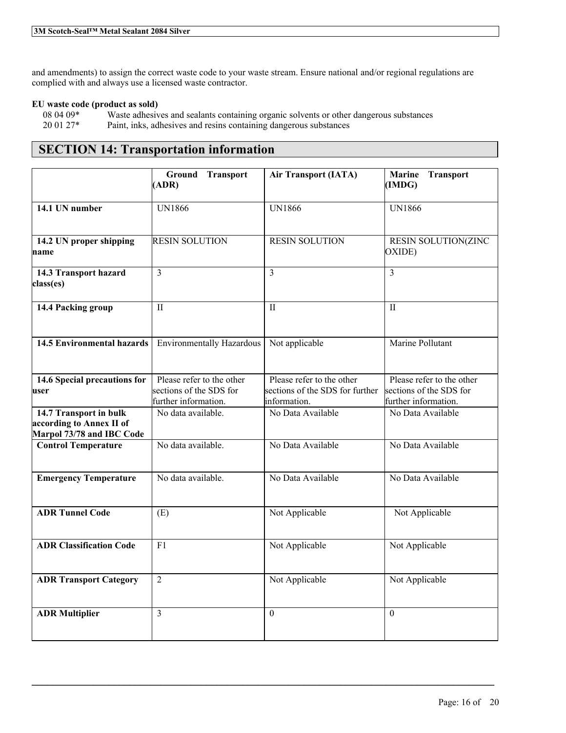and amendments) to assign the correct waste code to your waste stream. Ensure national and/or regional regulations are complied with and always use a licensed waste contractor.

**EU waste code (product as sold)**

08 04 09* Waste adhesives and sealants containing organic solvents or other dangerous substances
20 01 27* Paint, inks, adhesives and resins containing dangerous substances

## SECTION 14: Transportation information

| | Ground Transport (ADR) | Air Transport (IATA) | Marine Transport (IMDG) |
|---|---|---|---|
| **14.1 UN number** | UN1866 | UN1866 | UN1866 |
| **14.2 UN proper shipping name** | RESIN SOLUTION | RESIN SOLUTION | RESIN SOLUTION(ZINC OXIDE) |
| **14.3 Transport hazard class(es)** | 3 | 3 | 3 |
| **14.4 Packing group** | II | II | II |
| **14.5 Environmental hazards** | Environmentally Hazardous | Not applicable | Marine Pollutant |
| **14.6 Special precautions for user** | Please refer to the other sections of the SDS for further information. | Please refer to the other sections of the SDS for further information. | Please refer to the other sections of the SDS for further information. |
| **14.7 Transport in bulk according to Annex II of Marpol 73/78 and IBC Code** | No data available. | No Data Available | No Data Available |
| **Control Temperature** | No data available. | No Data Available | No Data Available |
| **Emergency Temperature** | No data available. | No Data Available | No Data Available |
| **ADR Tunnel Code** | (E) | Not Applicable | Not Applicable |
| **ADR Classification Code** | F1 | Not Applicable | Not Applicable |
| **ADR Transport Category** | 2 | Not Applicable | Not Applicable |
| **ADR Multiplier** | 3 | 0 | 0 |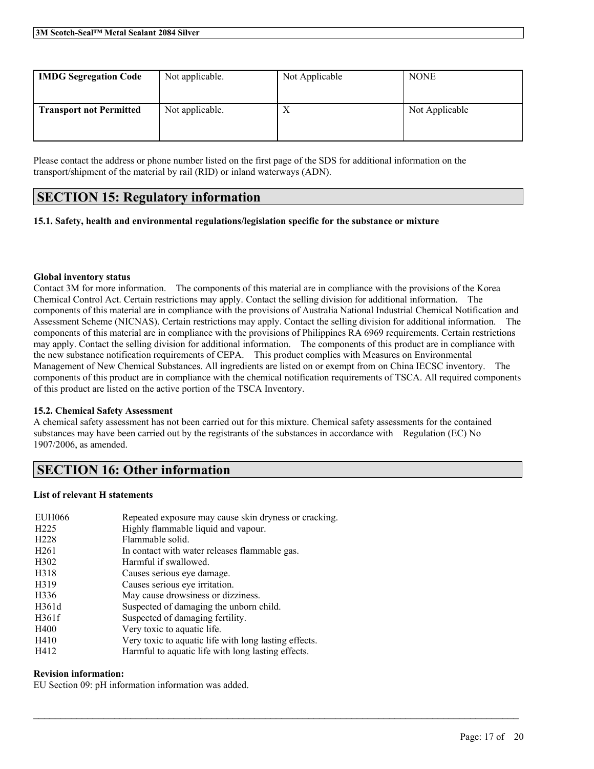| IMDG Segregation Code | Not applicable. | Not Applicable | NONE |
| --- | --- | --- | --- |
| Transport not Permitted | Not applicable. | X | Not Applicable |

Please contact the address or phone number listed on the first page of the SDS for additional information on the transport/shipment of the material by rail (RID) or inland waterways (ADN).

## SECTION 15: Regulatory information

**15.1. Safety, health and environmental regulations/legislation specific for the substance or mixture**

**Global inventory status**

Contact 3M for more information. The components of this material are in compliance with the provisions of the Korea Chemical Control Act. Certain restrictions may apply. Contact the selling division for additional information. The components of this material are in compliance with the provisions of Australia National Industrial Chemical Notification and Assessment Scheme (NICNAS). Certain restrictions may apply. Contact the selling division for additional information. The components of this material are in compliance with the provisions of Philippines RA 6969 requirements. Certain restrictions may apply. Contact the selling division for additional information. The components of this product are in compliance with the new substance notification requirements of CEPA. This product complies with Measures on Environmental Management of New Chemical Substances. All ingredients are listed on or exempt from on China IECSC inventory. The components of this product are in compliance with the chemical notification requirements of TSCA. All required components of this product are listed on the active portion of the TSCA Inventory.

**15.2. Chemical Safety Assessment**

A chemical safety assessment has not been carried out for this mixture. Chemical safety assessments for the contained substances may have been carried out by the registrants of the substances in accordance with Regulation (EC) No 1907/2006, as amended.

## SECTION 16: Other information

**List of relevant H statements**

| | |
| --- | --- |
| EUH066 | Repeated exposure may cause skin dryness or cracking. |
| H225 | Highly flammable liquid and vapour. |
| H228 | Flammable solid. |
| H261 | In contact with water releases flammable gas. |
| H302 | Harmful if swallowed. |
| H318 | Causes serious eye damage. |
| H319 | Causes serious eye irritation. |
| H336 | May cause drowsiness or dizziness. |
| H361d | Suspected of damaging the unborn child. |
| H361f | Suspected of damaging fertility. |
| H400 | Very toxic to aquatic life. |
| H410 | Very toxic to aquatic life with long lasting effects. |
| H412 | Harmful to aquatic life with long lasting effects. |

**Revision information:**

EU Section 09: pH information information was added.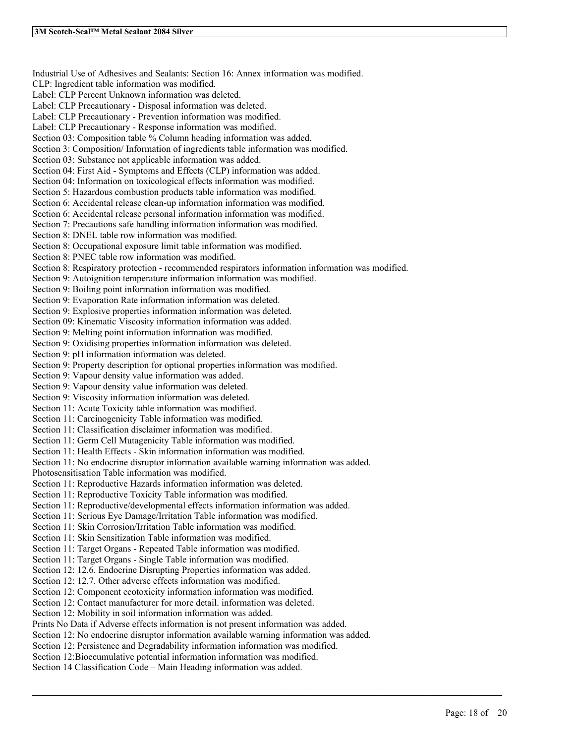Industrial Use of Adhesives and Sealants: Section 16: Annex information was modified.
CLP: Ingredient table information was modified.
Label: CLP Percent Unknown information was deleted.
Label: CLP Precautionary - Disposal information was deleted.
Label: CLP Precautionary - Prevention information was modified.
Label: CLP Precautionary - Response information was modified.
Section 03: Composition table % Column heading information was added.
Section 3: Composition/ Information of ingredients table information was modified.
Section 03: Substance not applicable information was added.
Section 04: First Aid - Symptoms and Effects (CLP) information was added.
Section 04: Information on toxicological effects information was modified.
Section 5: Hazardous combustion products table information was modified.
Section 6: Accidental release clean-up information information was modified.
Section 6: Accidental release personal information information was modified.
Section 7: Precautions safe handling information information was modified.
Section 8: DNEL table row information was modified.
Section 8: Occupational exposure limit table information was modified.
Section 8: PNEC table row information was modified.
Section 8: Respiratory protection - recommended respirators information information was modified.
Section 9: Autoignition temperature information information was modified.
Section 9: Boiling point information information was modified.
Section 9: Evaporation Rate information information was deleted.
Section 9: Explosive properties information information was deleted.
Section 09: Kinematic Viscosity information information was added.
Section 9: Melting point information information was modified.
Section 9: Oxidising properties information information was deleted.
Section 9: pH information information was deleted.
Section 9: Property description for optional properties information was modified.
Section 9: Vapour density value information was added.
Section 9: Vapour density value information was deleted.
Section 9: Viscosity information information was deleted.
Section 11: Acute Toxicity table information was modified.
Section 11: Carcinogenicity Table information was modified.
Section 11: Classification disclaimer information was modified.
Section 11: Germ Cell Mutagenicity Table information was modified.
Section 11: Health Effects - Skin information information was modified.
Section 11: No endocrine disruptor information available warning information was added.
Photosensitisation Table information was modified.
Section 11: Reproductive Hazards information information was deleted.
Section 11: Reproductive Toxicity Table information was modified.
Section 11: Reproductive/developmental effects information information was added.
Section 11: Serious Eye Damage/Irritation Table information was modified.
Section 11: Skin Corrosion/Irritation Table information was modified.
Section 11: Skin Sensitization Table information was modified.
Section 11: Target Organs - Repeated Table information was modified.
Section 11: Target Organs - Single Table information was modified.
Section 12: 12.6. Endocrine Disrupting Properties information was added.
Section 12: 12.7. Other adverse effects information was modified.
Section 12: Component ecotoxicity information information was modified.
Section 12: Contact manufacturer for more detail. information was deleted.
Section 12: Mobility in soil information information was added.
Prints No Data if Adverse effects information is not present information was added.
Section 12: No endocrine disruptor information available warning information was added.
Section 12: Persistence and Degradability information information was modified.
Section 12:Bioccumulative potential information information was modified.
Section 14 Classification Code – Main Heading information was added.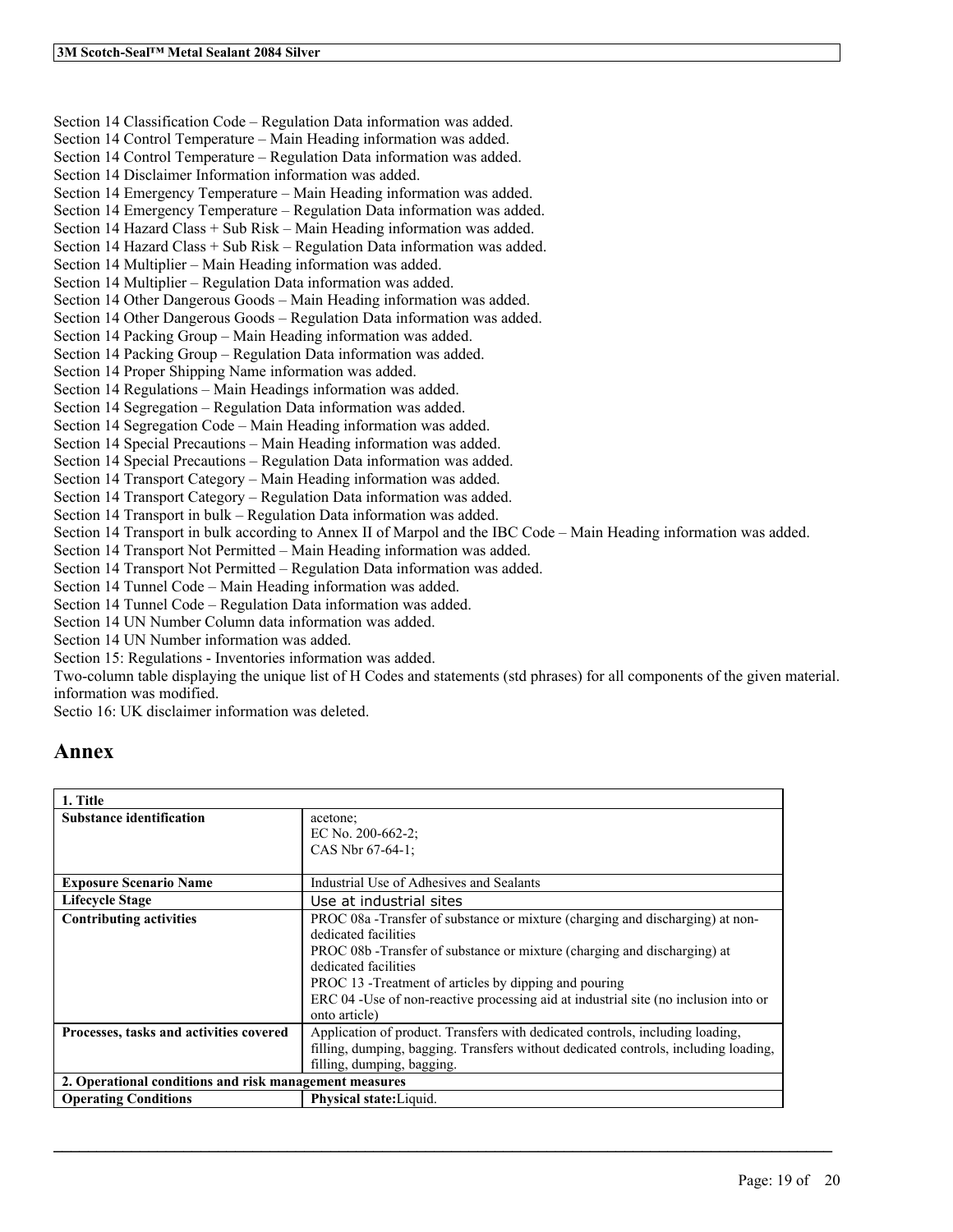Section 14 Classification Code – Regulation Data information was added.
Section 14 Control Temperature – Main Heading information was added.
Section 14 Control Temperature – Regulation Data information was added.
Section 14 Disclaimer Information information was added.
Section 14 Emergency Temperature – Main Heading information was added.
Section 14 Emergency Temperature – Regulation Data information was added.
Section 14 Hazard Class + Sub Risk – Main Heading information was added.
Section 14 Hazard Class + Sub Risk – Regulation Data information was added.
Section 14 Multiplier – Main Heading information was added.
Section 14 Multiplier – Regulation Data information was added.
Section 14 Other Dangerous Goods – Main Heading information was added.
Section 14 Other Dangerous Goods – Regulation Data information was added.
Section 14 Packing Group – Main Heading information was added.
Section 14 Packing Group – Regulation Data information was added.
Section 14 Proper Shipping Name information was added.
Section 14 Regulations – Main Headings information was added.
Section 14 Segregation – Regulation Data information was added.
Section 14 Segregation Code – Main Heading information was added.
Section 14 Special Precautions – Main Heading information was added.
Section 14 Special Precautions – Regulation Data information was added.
Section 14 Transport Category – Main Heading information was added.
Section 14 Transport Category – Regulation Data information was added.
Section 14 Transport in bulk – Regulation Data information was added.
Section 14 Transport in bulk according to Annex II of Marpol and the IBC Code – Main Heading information was added.
Section 14 Transport Not Permitted – Main Heading information was added.
Section 14 Transport Not Permitted – Regulation Data information was added.
Section 14 Tunnel Code – Main Heading information was added.
Section 14 Tunnel Code – Regulation Data information was added.
Section 14 UN Number Column data information was added.
Section 14 UN Number information was added.
Section 15: Regulations - Inventories information was added.
Two-column table displaying the unique list of H Codes and statements (std phrases) for all components of the given material. information was modified.
Sectio 16: UK disclaimer information was deleted.

# Annex

| **1. Title** | |
|---|---|
| **Substance identification** | acetone;<br>EC No. 200-662-2;<br>CAS Nbr 67-64-1; |
| **Exposure Scenario Name** | Industrial Use of Adhesives and Sealants |
| **Lifecycle Stage** | Use at industrial sites |
| **Contributing activities** | PROC 08a -Transfer of substance or mixture (charging and discharging) at non-dedicated facilities<br>PROC 08b -Transfer of substance or mixture (charging and discharging) at dedicated facilities<br>PROC 13 -Treatment of articles by dipping and pouring<br>ERC 04 -Use of non-reactive processing aid at industrial site (no inclusion into or onto article) |
| **Processes, tasks and activities covered** | Application of product. Transfers with dedicated controls, including loading, filling, dumping, bagging. Transfers without dedicated controls, including loading, filling, dumping, bagging. |
| **2. Operational conditions and risk management measures** | |
| **Operating Conditions** | **Physical state:**Liquid. |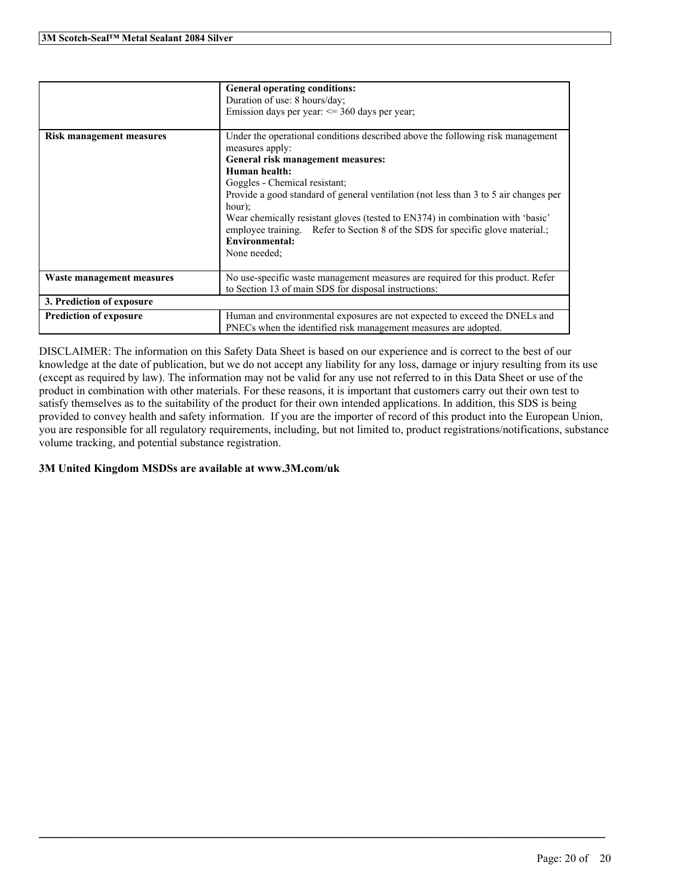| | |
|---|---|
| | **General operating conditions:**<br>Duration of use: 8 hours/day;<br>Emission days per year: <= 360 days per year; |
| **Risk management measures** | Under the operational conditions described above the following risk management measures apply:<br>**General risk management measures:**<br>**Human health:**<br>Goggles - Chemical resistant;<br>Provide a good standard of general ventilation (not less than 3 to 5 air changes per hour);<br>Wear chemically resistant gloves (tested to EN374) in combination with 'basic' employee training. Refer to Section 8 of the SDS for specific glove material.;<br>**Environmental:**<br>None needed; |
| **Waste management measures** | No use-specific waste management measures are required for this product. Refer to Section 13 of main SDS for disposal instructions: |
| **3. Prediction of exposure** | |
| **Prediction of exposure** | Human and environmental exposures are not expected to exceed the DNELs and PNECs when the identified risk management measures are adopted. |

DISCLAIMER: The information on this Safety Data Sheet is based on our experience and is correct to the best of our knowledge at the date of publication, but we do not accept any liability for any loss, damage or injury resulting from its use (except as required by law). The information may not be valid for any use not referred to in this Data Sheet or use of the product in combination with other materials. For these reasons, it is important that customers carry out their own test to satisfy themselves as to the suitability of the product for their own intended applications. In addition, this SDS is being provided to convey health and safety information. If you are the importer of record of this product into the European Union, you are responsible for all regulatory requirements, including, but not limited to, product registrations/notifications, substance volume tracking, and potential substance registration.

**3M United Kingdom MSDSs are available at www.3M.com/uk**